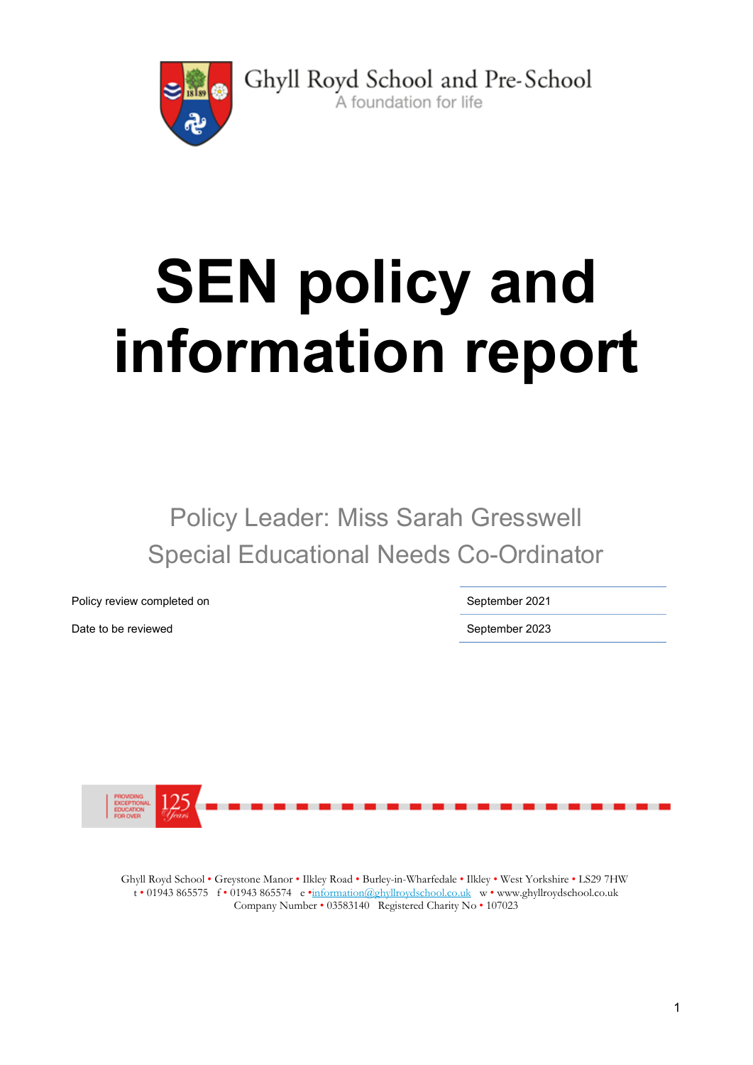Ghyll Royd School and Pre-School
A foundation for life

# SEN policy and information report

Policy Leader: Miss Sarah Gresswell
Special Educational Needs Co-Ordinator

| | |
|---|---|
| Policy review completed on | September 2021 |
| Date to be reviewed | September 2023 |

PROVIDING EXCEPTIONAL EDUCATION FOR OVER 125 Years

Ghyll Royd School • Greystone Manor • Ilkley Road • Burley-in-Wharfedale • Ilkley • West Yorkshire • LS29 7HW
t • 01943 865575 f • 01943 865574 e • information@ghyllroydschool.co.uk w • www.ghyllroydschool.co.uk
Company Number • 03583140 Registered Charity No • 107023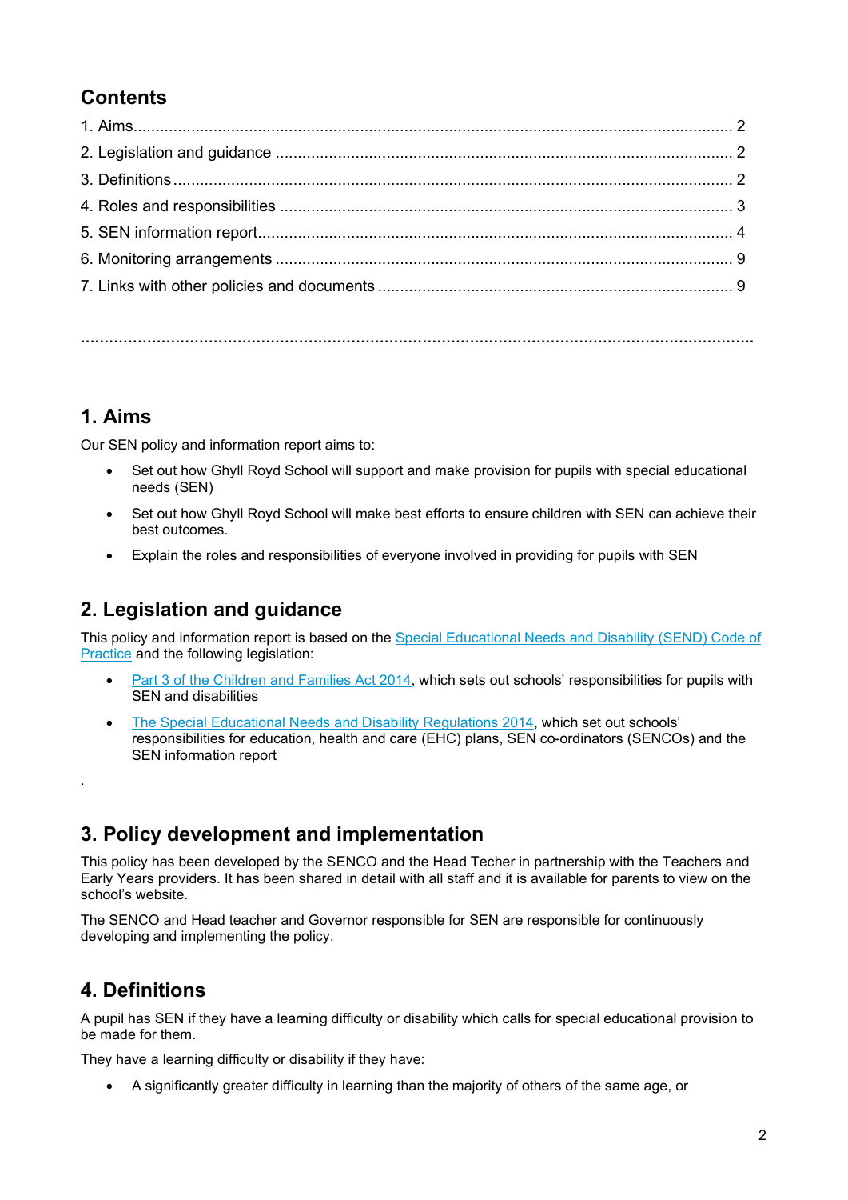## Contents

1. Aims........................................................................................................................................ 2
2. Legislation and guidance ....................................................................................................... 2
3. Definitions ............................................................................................................................. 2
4. Roles and responsibilities ...................................................................................................... 3
5. SEN information report.......................................................................................................... 4
6. Monitoring arrangements ...................................................................................................... 9
7. Links with other policies and documents ............................................................................... 9

...................................................................................................................................................

## 1. Aims

Our SEN policy and information report aims to:

- Set out how Ghyll Royd School will support and make provision for pupils with special educational needs (SEN)
- Set out how Ghyll Royd School will make best efforts to ensure children with SEN can achieve their best outcomes.
- Explain the roles and responsibilities of everyone involved in providing for pupils with SEN

## 2. Legislation and guidance

This policy and information report is based on the Special Educational Needs and Disability (SEND) Code of Practice and the following legislation:

- Part 3 of the Children and Families Act 2014, which sets out schools' responsibilities for pupils with SEN and disabilities
- The Special Educational Needs and Disability Regulations 2014, which set out schools' responsibilities for education, health and care (EHC) plans, SEN co-ordinators (SENCOs) and the SEN information report

.

## 3. Policy development and implementation

This policy has been developed by the SENCO and the Head Techer in partnership with the Teachers and Early Years providers. It has been shared in detail with all staff and it is available for parents to view on the school's website.

The SENCO and Head teacher and Governor responsible for SEN are responsible for continuously developing and implementing the policy.

## 4. Definitions

A pupil has SEN if they have a learning difficulty or disability which calls for special educational provision to be made for them.

They have a learning difficulty or disability if they have:

- A significantly greater difficulty in learning than the majority of others of the same age, or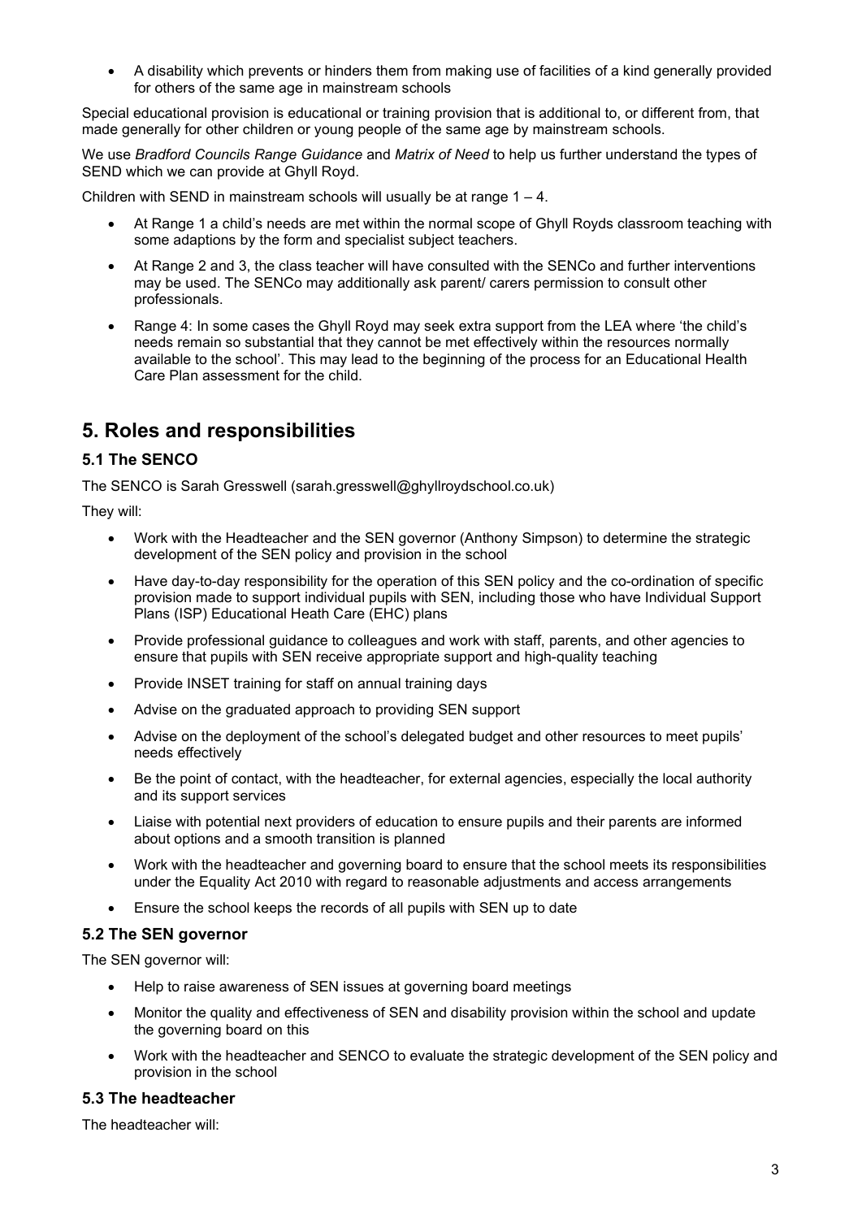- A disability which prevents or hinders them from making use of facilities of a kind generally provided for others of the same age in mainstream schools

Special educational provision is educational or training provision that is additional to, or different from, that made generally for other children or young people of the same age by mainstream schools.

We use *Bradford Councils Range Guidance* and *Matrix of Need* to help us further understand the types of SEND which we can provide at Ghyll Royd.

Children with SEND in mainstream schools will usually be at range 1 – 4.

- At Range 1 a child's needs are met within the normal scope of Ghyll Royds classroom teaching with some adaptions by the form and specialist subject teachers.
- At Range 2 and 3, the class teacher will have consulted with the SENCo and further interventions may be used. The SENCo may additionally ask parent/ carers permission to consult other professionals.
- Range 4: In some cases the Ghyll Royd may seek extra support from the LEA where 'the child's needs remain so substantial that they cannot be met effectively within the resources normally available to the school'. This may lead to the beginning of the process for an Educational Health Care Plan assessment for the child.

## 5. Roles and responsibilities

### 5.1 The SENCO

The SENCO is Sarah Gresswell (sarah.gresswell@ghyllroydschool.co.uk)

They will:

- Work with the Headteacher and the SEN governor (Anthony Simpson) to determine the strategic development of the SEN policy and provision in the school
- Have day-to-day responsibility for the operation of this SEN policy and the co-ordination of specific provision made to support individual pupils with SEN, including those who have Individual Support Plans (ISP) Educational Heath Care (EHC) plans
- Provide professional guidance to colleagues and work with staff, parents, and other agencies to ensure that pupils with SEN receive appropriate support and high-quality teaching
- Provide INSET training for staff on annual training days
- Advise on the graduated approach to providing SEN support
- Advise on the deployment of the school's delegated budget and other resources to meet pupils' needs effectively
- Be the point of contact, with the headteacher, for external agencies, especially the local authority and its support services
- Liaise with potential next providers of education to ensure pupils and their parents are informed about options and a smooth transition is planned
- Work with the headteacher and governing board to ensure that the school meets its responsibilities under the Equality Act 2010 with regard to reasonable adjustments and access arrangements
- Ensure the school keeps the records of all pupils with SEN up to date

### 5.2 The SEN governor

The SEN governor will:

- Help to raise awareness of SEN issues at governing board meetings
- Monitor the quality and effectiveness of SEN and disability provision within the school and update the governing board on this
- Work with the headteacher and SENCO to evaluate the strategic development of the SEN policy and provision in the school

### 5.3 The headteacher

The headteacher will: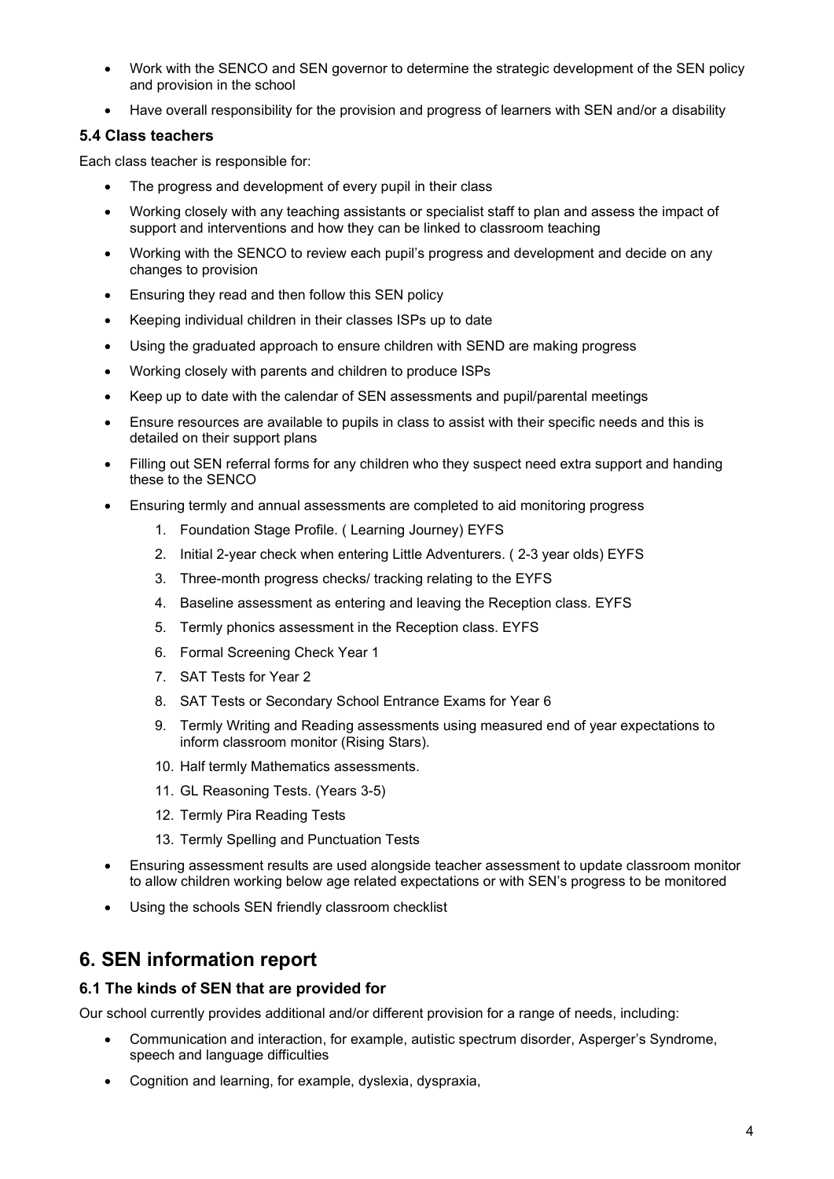- Work with the SENCO and SEN governor to determine the strategic development of the SEN policy and provision in the school
- Have overall responsibility for the provision and progress of learners with SEN and/or a disability

### 5.4 Class teachers

Each class teacher is responsible for:

- The progress and development of every pupil in their class
- Working closely with any teaching assistants or specialist staff to plan and assess the impact of support and interventions and how they can be linked to classroom teaching
- Working with the SENCO to review each pupil's progress and development and decide on any changes to provision
- Ensuring they read and then follow this SEN policy
- Keeping individual children in their classes ISPs up to date
- Using the graduated approach to ensure children with SEND are making progress
- Working closely with parents and children to produce ISPs
- Keep up to date with the calendar of SEN assessments and pupil/parental meetings
- Ensure resources are available to pupils in class to assist with their specific needs and this is detailed on their support plans
- Filling out SEN referral forms for any children who they suspect need extra support and handing these to the SENCO
- Ensuring termly and annual assessments are completed to aid monitoring progress
    1. Foundation Stage Profile. ( Learning Journey) EYFS
    2. Initial 2-year check when entering Little Adventurers. ( 2-3 year olds) EYFS
    3. Three-month progress checks/ tracking relating to the EYFS
    4. Baseline assessment as entering and leaving the Reception class. EYFS
    5. Termly phonics assessment in the Reception class. EYFS
    6. Formal Screening Check Year 1
    7. SAT Tests for Year 2
    8. SAT Tests or Secondary School Entrance Exams for Year 6
    9. Termly Writing and Reading assessments using measured end of year expectations to inform classroom monitor (Rising Stars).
    10. Half termly Mathematics assessments.
    11. GL Reasoning Tests. (Years 3-5)
    12. Termly Pira Reading Tests
    13. Termly Spelling and Punctuation Tests
- Ensuring assessment results are used alongside teacher assessment to update classroom monitor to allow children working below age related expectations or with SEN's progress to be monitored
- Using the schools SEN friendly classroom checklist

## 6. SEN information report

### 6.1 The kinds of SEN that are provided for

Our school currently provides additional and/or different provision for a range of needs, including:

- Communication and interaction, for example, autistic spectrum disorder, Asperger's Syndrome, speech and language difficulties
- Cognition and learning, for example, dyslexia, dyspraxia,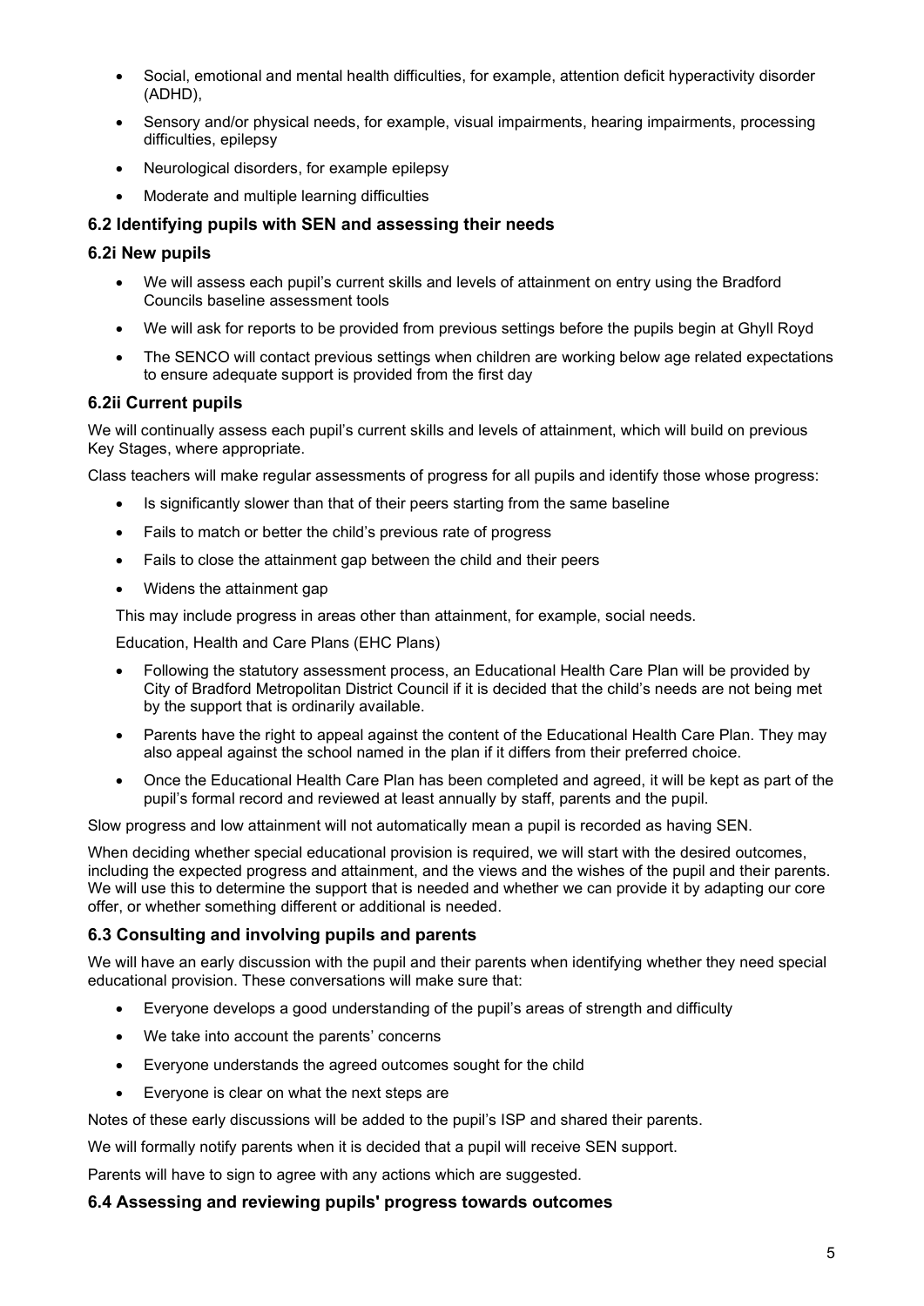- Social, emotional and mental health difficulties, for example, attention deficit hyperactivity disorder (ADHD),
- Sensory and/or physical needs, for example, visual impairments, hearing impairments, processing difficulties, epilepsy
- Neurological disorders, for example epilepsy
- Moderate and multiple learning difficulties

### 6.2 Identifying pupils with SEN and assessing their needs

#### 6.2i New pupils

- We will assess each pupil's current skills and levels of attainment on entry using the Bradford Councils baseline assessment tools
- We will ask for reports to be provided from previous settings before the pupils begin at Ghyll Royd
- The SENCO will contact previous settings when children are working below age related expectations to ensure adequate support is provided from the first day

#### 6.2ii Current pupils

We will continually assess each pupil's current skills and levels of attainment, which will build on previous Key Stages, where appropriate.

Class teachers will make regular assessments of progress for all pupils and identify those whose progress:

- Is significantly slower than that of their peers starting from the same baseline
- Fails to match or better the child's previous rate of progress
- Fails to close the attainment gap between the child and their peers
- Widens the attainment gap

This may include progress in areas other than attainment, for example, social needs.

Education, Health and Care Plans (EHC Plans)

- Following the statutory assessment process, an Educational Health Care Plan will be provided by City of Bradford Metropolitan District Council if it is decided that the child's needs are not being met by the support that is ordinarily available.
- Parents have the right to appeal against the content of the Educational Health Care Plan. They may also appeal against the school named in the plan if it differs from their preferred choice.
- Once the Educational Health Care Plan has been completed and agreed, it will be kept as part of the pupil's formal record and reviewed at least annually by staff, parents and the pupil.

Slow progress and low attainment will not automatically mean a pupil is recorded as having SEN.

When deciding whether special educational provision is required, we will start with the desired outcomes, including the expected progress and attainment, and the views and the wishes of the pupil and their parents. We will use this to determine the support that is needed and whether we can provide it by adapting our core offer, or whether something different or additional is needed.

### 6.3 Consulting and involving pupils and parents

We will have an early discussion with the pupil and their parents when identifying whether they need special educational provision. These conversations will make sure that:

- Everyone develops a good understanding of the pupil's areas of strength and difficulty
- We take into account the parents' concerns
- Everyone understands the agreed outcomes sought for the child
- Everyone is clear on what the next steps are

Notes of these early discussions will be added to the pupil's ISP and shared their parents.

We will formally notify parents when it is decided that a pupil will receive SEN support.

Parents will have to sign to agree with any actions which are suggested.

### 6.4 Assessing and reviewing pupils' progress towards outcomes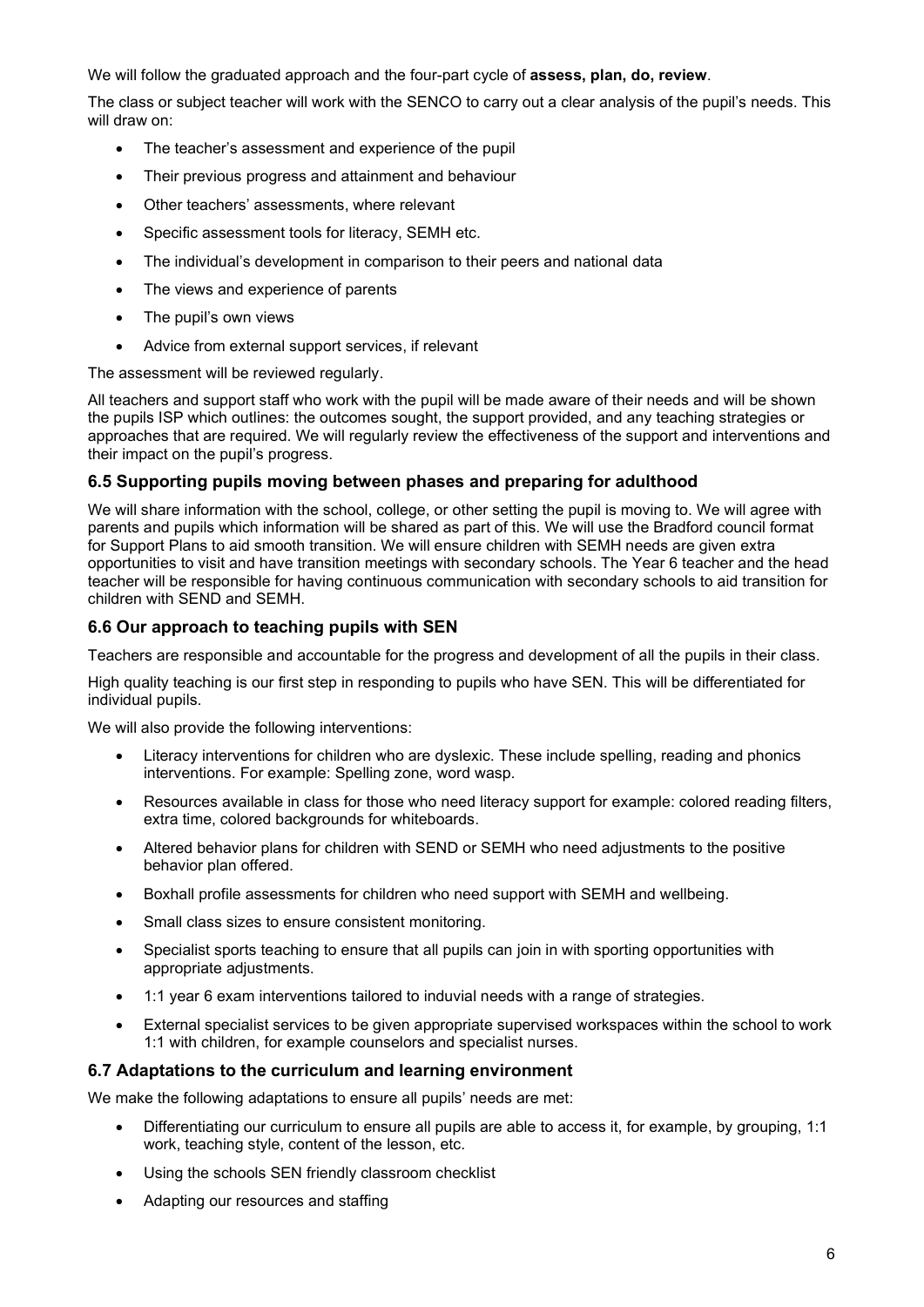We will follow the graduated approach and the four-part cycle of **assess, plan, do, review**.

The class or subject teacher will work with the SENCO to carry out a clear analysis of the pupil's needs. This will draw on:

- The teacher's assessment and experience of the pupil
- Their previous progress and attainment and behaviour
- Other teachers' assessments, where relevant
- Specific assessment tools for literacy, SEMH etc.
- The individual's development in comparison to their peers and national data
- The views and experience of parents
- The pupil's own views
- Advice from external support services, if relevant

The assessment will be reviewed regularly.

All teachers and support staff who work with the pupil will be made aware of their needs and will be shown the pupils ISP which outlines: the outcomes sought, the support provided, and any teaching strategies or approaches that are required. We will regularly review the effectiveness of the support and interventions and their impact on the pupil's progress.

### 6.5 Supporting pupils moving between phases and preparing for adulthood

We will share information with the school, college, or other setting the pupil is moving to. We will agree with parents and pupils which information will be shared as part of this. We will use the Bradford council format for Support Plans to aid smooth transition. We will ensure children with SEMH needs are given extra opportunities to visit and have transition meetings with secondary schools. The Year 6 teacher and the head teacher will be responsible for having continuous communication with secondary schools to aid transition for children with SEND and SEMH.

### 6.6 Our approach to teaching pupils with SEN

Teachers are responsible and accountable for the progress and development of all the pupils in their class.

High quality teaching is our first step in responding to pupils who have SEN. This will be differentiated for individual pupils.

We will also provide the following interventions:

- Literacy interventions for children who are dyslexic. These include spelling, reading and phonics interventions. For example: Spelling zone, word wasp.
- Resources available in class for those who need literacy support for example: colored reading filters, extra time, colored backgrounds for whiteboards.
- Altered behavior plans for children with SEND or SEMH who need adjustments to the positive behavior plan offered.
- Boxhall profile assessments for children who need support with SEMH and wellbeing.
- Small class sizes to ensure consistent monitoring.
- Specialist sports teaching to ensure that all pupils can join in with sporting opportunities with appropriate adjustments.
- 1:1 year 6 exam interventions tailored to induvial needs with a range of strategies.
- External specialist services to be given appropriate supervised workspaces within the school to work 1:1 with children, for example counselors and specialist nurses.

### 6.7 Adaptations to the curriculum and learning environment

We make the following adaptations to ensure all pupils' needs are met:

- Differentiating our curriculum to ensure all pupils are able to access it, for example, by grouping, 1:1 work, teaching style, content of the lesson, etc.
- Using the schools SEN friendly classroom checklist
- Adapting our resources and staffing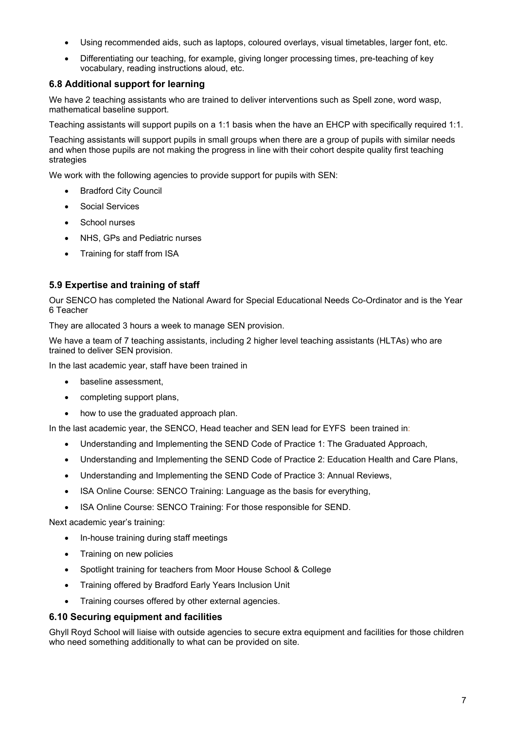- Using recommended aids, such as laptops, coloured overlays, visual timetables, larger font, etc.
- Differentiating our teaching, for example, giving longer processing times, pre-teaching of key vocabulary, reading instructions aloud, etc.

### 6.8 Additional support for learning

We have 2 teaching assistants who are trained to deliver interventions such as Spell zone, word wasp, mathematical baseline support.

Teaching assistants will support pupils on a 1:1 basis when the have an EHCP with specifically required 1:1.

Teaching assistants will support pupils in small groups when there are a group of pupils with similar needs and when those pupils are not making the progress in line with their cohort despite quality first teaching strategies

We work with the following agencies to provide support for pupils with SEN:

- Bradford City Council
- Social Services
- School nurses
- NHS, GPs and Pediatric nurses
- Training for staff from ISA

### 5.9 Expertise and training of staff

Our SENCO has completed the National Award for Special Educational Needs Co-Ordinator and is the Year 6 Teacher

They are allocated 3 hours a week to manage SEN provision.

We have a team of 7 teaching assistants, including 2 higher level teaching assistants (HLTAs) who are trained to deliver SEN provision.

In the last academic year, staff have been trained in

- baseline assessment,
- completing support plans,
- how to use the graduated approach plan.

In the last academic year, the SENCO, Head teacher and SEN lead for EYFS been trained in:

- Understanding and Implementing the SEND Code of Practice 1: The Graduated Approach,
- Understanding and Implementing the SEND Code of Practice 2: Education Health and Care Plans,
- Understanding and Implementing the SEND Code of Practice 3: Annual Reviews,
- ISA Online Course: SENCO Training: Language as the basis for everything,
- ISA Online Course: SENCO Training: For those responsible for SEND.

Next academic year's training:

- In-house training during staff meetings
- Training on new policies
- Spotlight training for teachers from Moor House School & College
- Training offered by Bradford Early Years Inclusion Unit
- Training courses offered by other external agencies.

### 6.10 Securing equipment and facilities

Ghyll Royd School will liaise with outside agencies to secure extra equipment and facilities for those children who need something additionally to what can be provided on site.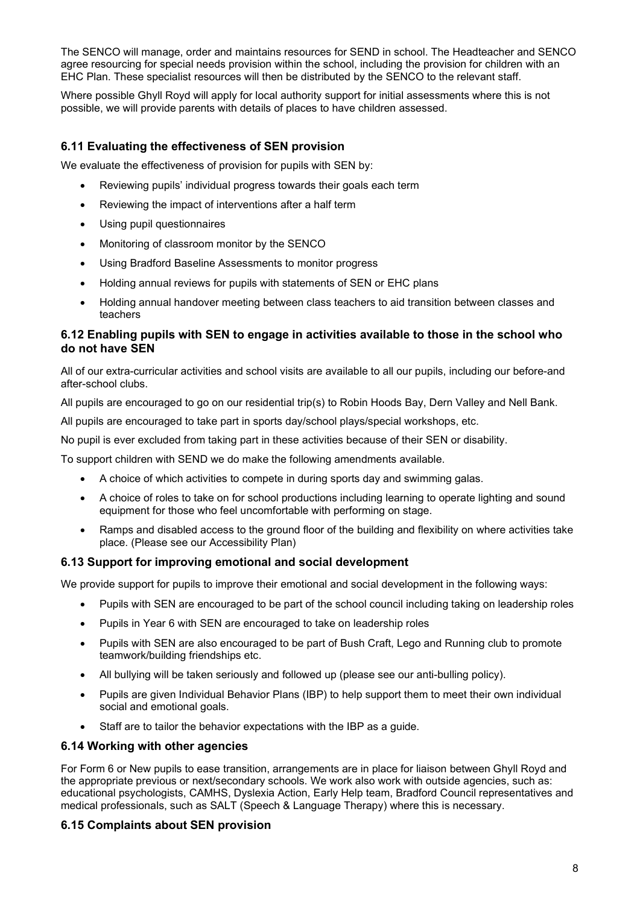The SENCO will manage, order and maintains resources for SEND in school. The Headteacher and SENCO agree resourcing for special needs provision within the school, including the provision for children with an EHC Plan. These specialist resources will then be distributed by the SENCO to the relevant staff.

Where possible Ghyll Royd will apply for local authority support for initial assessments where this is not possible, we will provide parents with details of places to have children assessed.

### 6.11 Evaluating the effectiveness of SEN provision

We evaluate the effectiveness of provision for pupils with SEN by:

- Reviewing pupils' individual progress towards their goals each term
- Reviewing the impact of interventions after a half term
- Using pupil questionnaires
- Monitoring of classroom monitor by the SENCO
- Using Bradford Baseline Assessments to monitor progress
- Holding annual reviews for pupils with statements of SEN or EHC plans
- Holding annual handover meeting between class teachers to aid transition between classes and teachers

### 6.12 Enabling pupils with SEN to engage in activities available to those in the school who do not have SEN

All of our extra-curricular activities and school visits are available to all our pupils, including our before-and after-school clubs.

All pupils are encouraged to go on our residential trip(s) to Robin Hoods Bay, Dern Valley and Nell Bank.

All pupils are encouraged to take part in sports day/school plays/special workshops, etc.

No pupil is ever excluded from taking part in these activities because of their SEN or disability.

To support children with SEND we do make the following amendments available.

- A choice of which activities to compete in during sports day and swimming galas.
- A choice of roles to take on for school productions including learning to operate lighting and sound equipment for those who feel uncomfortable with performing on stage.
- Ramps and disabled access to the ground floor of the building and flexibility on where activities take place. (Please see our Accessibility Plan)

### 6.13 Support for improving emotional and social development

We provide support for pupils to improve their emotional and social development in the following ways:

- Pupils with SEN are encouraged to be part of the school council including taking on leadership roles
- Pupils in Year 6 with SEN are encouraged to take on leadership roles
- Pupils with SEN are also encouraged to be part of Bush Craft, Lego and Running club to promote teamwork/building friendships etc.
- All bullying will be taken seriously and followed up (please see our anti-bulling policy).
- Pupils are given Individual Behavior Plans (IBP) to help support them to meet their own individual social and emotional goals.
- Staff are to tailor the behavior expectations with the IBP as a guide.

### 6.14 Working with other agencies

For Form 6 or New pupils to ease transition, arrangements are in place for liaison between Ghyll Royd and the appropriate previous or next/secondary schools. We work also work with outside agencies, such as: educational psychologists, CAMHS, Dyslexia Action, Early Help team, Bradford Council representatives and medical professionals, such as SALT (Speech & Language Therapy) where this is necessary.

### 6.15 Complaints about SEN provision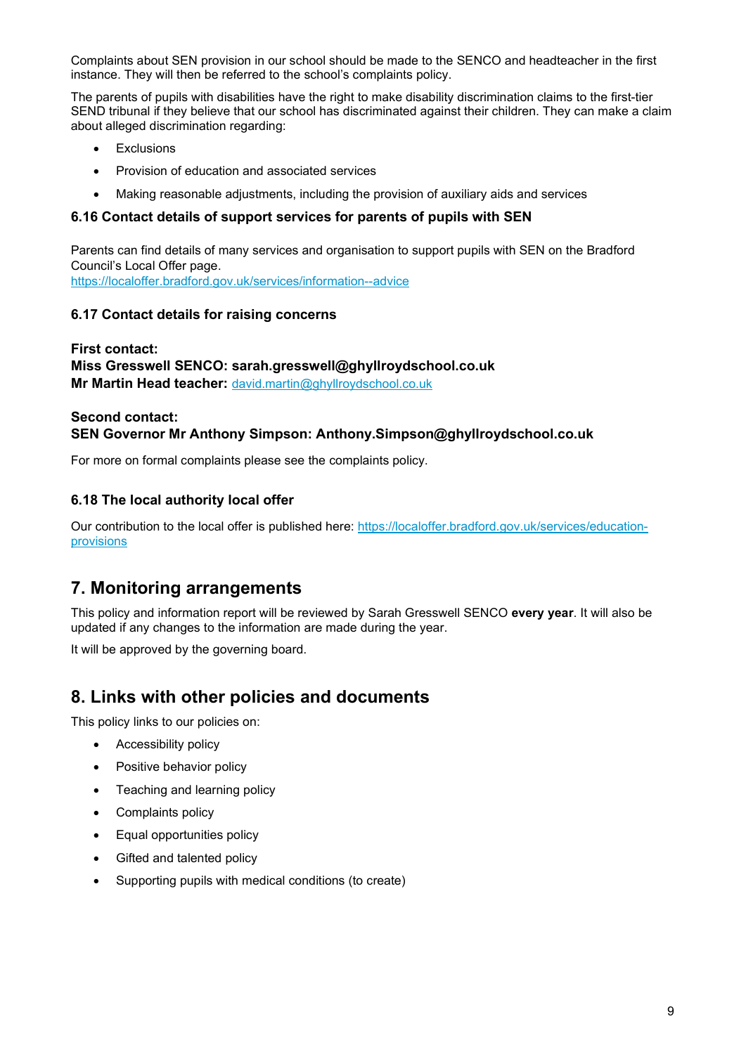Complaints about SEN provision in our school should be made to the SENCO and headteacher in the first instance. They will then be referred to the school's complaints policy.

The parents of pupils with disabilities have the right to make disability discrimination claims to the first-tier SEND tribunal if they believe that our school has discriminated against their children. They can make a claim about alleged discrimination regarding:

- Exclusions
- Provision of education and associated services
- Making reasonable adjustments, including the provision of auxiliary aids and services

### 6.16 Contact details of support services for parents of pupils with SEN

Parents can find details of many services and organisation to support pupils with SEN on the Bradford Council's Local Offer page.
https://localoffer.bradford.gov.uk/services/information--advice

### 6.17 Contact details for raising concerns

**First contact:**
**Miss Gresswell SENCO: sarah.gresswell@ghyllroydschool.co.uk**
**Mr Martin Head teacher:** david.martin@ghyllroydschool.co.uk

**Second contact:**
**SEN Governor Mr Anthony Simpson: Anthony.Simpson@ghyllroydschool.co.uk**

For more on formal complaints please see the complaints policy.

### 6.18 The local authority local offer

Our contribution to the local offer is published here: https://localoffer.bradford.gov.uk/services/education-provisions

## 7. Monitoring arrangements

This policy and information report will be reviewed by Sarah Gresswell SENCO **every year**. It will also be updated if any changes to the information are made during the year.

It will be approved by the governing board.

## 8. Links with other policies and documents

This policy links to our policies on:

- Accessibility policy
- Positive behavior policy
- Teaching and learning policy
- Complaints policy
- Equal opportunities policy
- Gifted and talented policy
- Supporting pupils with medical conditions (to create)